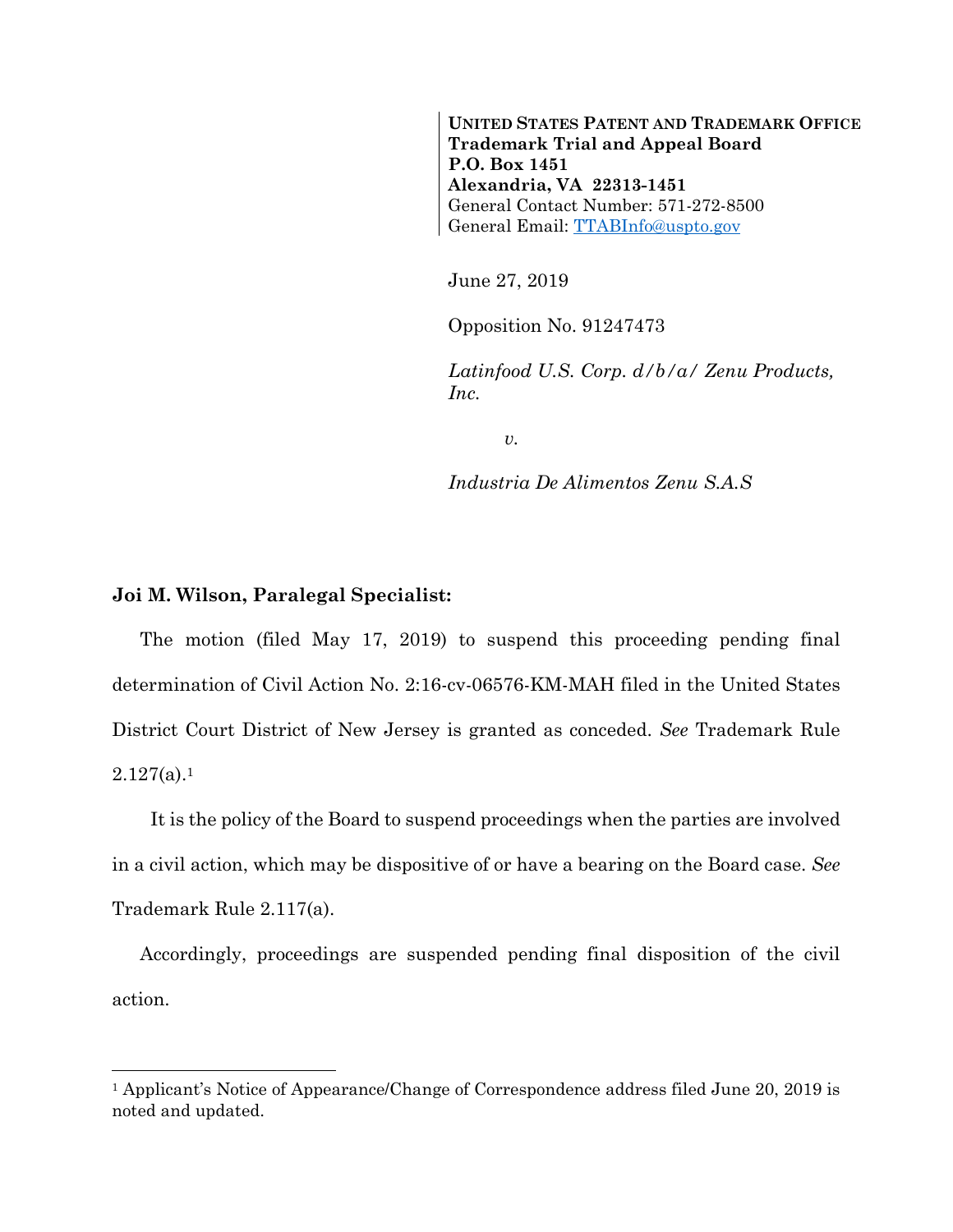**UNITED STATES PATENT AND TRADEMARK OFFICE**
**Trademark Trial and Appeal Board**
**P.O. Box 1451**
**Alexandria, VA 22313-1451**
General Contact Number: 571-272-8500
General Email: TTABInfo@uspto.gov

June 27, 2019

Opposition No. 91247473

*Latinfood U.S. Corp. d/b/a/ Zenu Products, Inc.*

*v.*

*Industria De Alimentos Zenu S.A.S*

**Joi M. Wilson, Paralegal Specialist:**

The motion (filed May 17, 2019) to suspend this proceeding pending final determination of Civil Action No. 2:16-cv-06576-KM-MAH filed in the United States District Court District of New Jersey is granted as conceded. *See* Trademark Rule 2.127(a).[1]

It is the policy of the Board to suspend proceedings when the parties are involved in a civil action, which may be dispositive of or have a bearing on the Board case. *See* Trademark Rule 2.117(a).

Accordingly, proceedings are suspended pending final disposition of the civil action.

---

[1] Applicant's Notice of Appearance/Change of Correspondence address filed June 20, 2019 is noted and updated.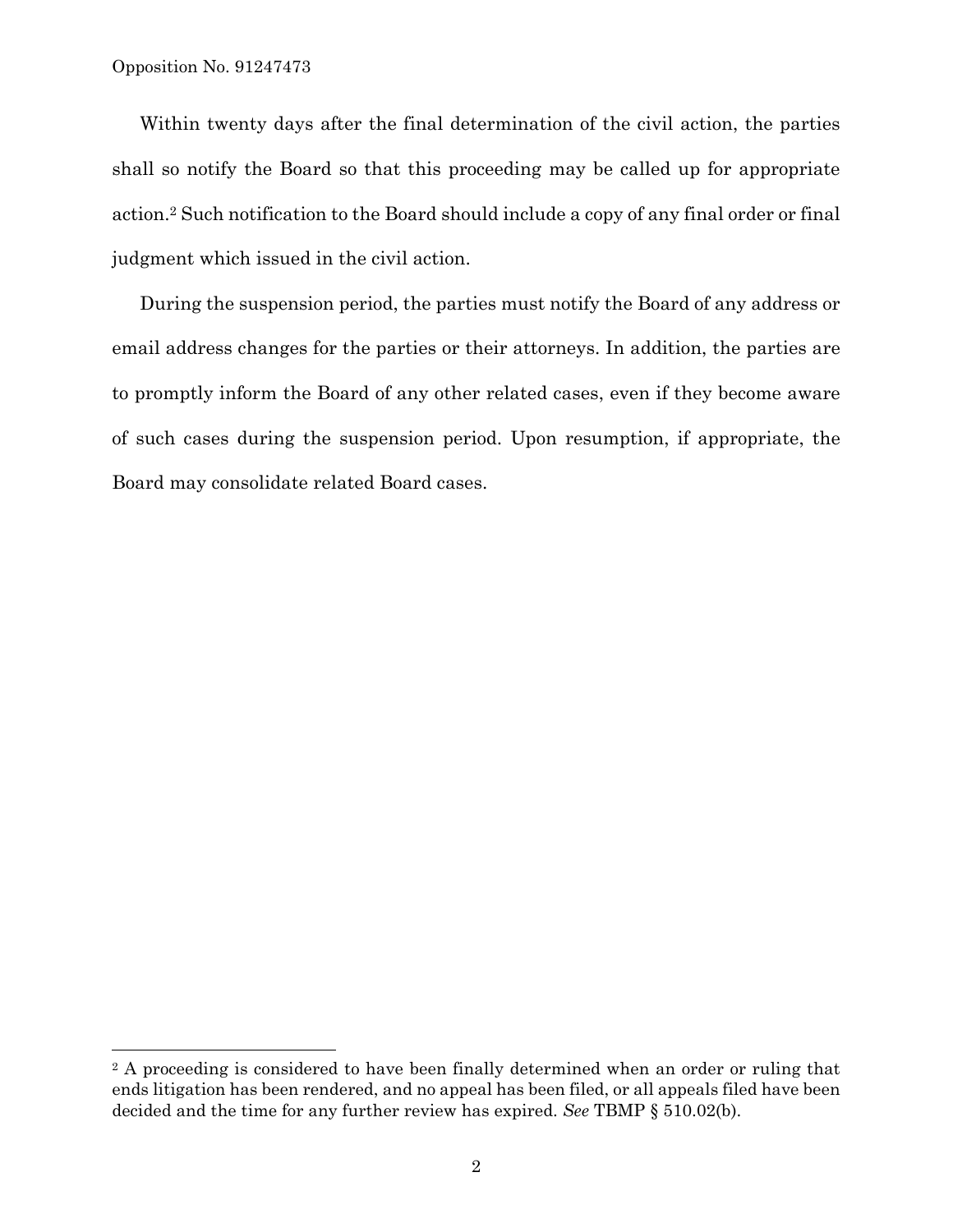Within twenty days after the final determination of the civil action, the parties shall so notify the Board so that this proceeding may be called up for appropriate action.[2] Such notification to the Board should include a copy of any final order or final judgment which issued in the civil action.

During the suspension period, the parties must notify the Board of any address or email address changes for the parties or their attorneys. In addition, the parties are to promptly inform the Board of any other related cases, even if they become aware of such cases during the suspension period. Upon resumption, if appropriate, the Board may consolidate related Board cases.

---

[2] A proceeding is considered to have been finally determined when an order or ruling that ends litigation has been rendered, and no appeal has been filed, or all appeals filed have been decided and the time for any further review has expired. *See* TBMP § 510.02(b).